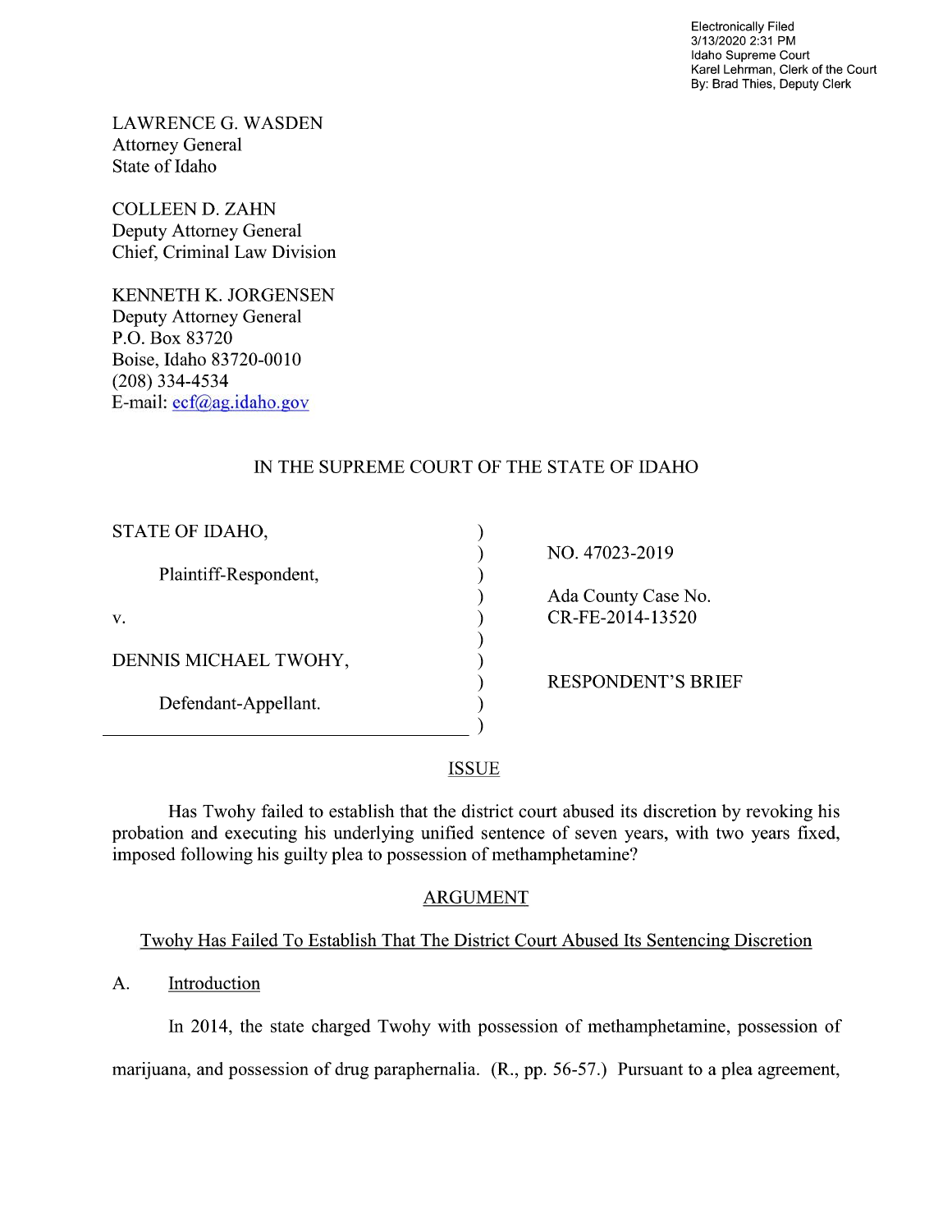Electronically Filed
3/13/2020 2:31 PM
Idaho Supreme Court
Karel Lehrman, Clerk of the Court
By: Brad Thies, Deputy Clerk

LAWRENCE G. WASDEN
Attorney General
State of Idaho

COLLEEN D. ZAHN
Deputy Attorney General
Chief, Criminal Law Division

KENNETH K. JORGENSEN
Deputy Attorney General
P.O. Box 83720
Boise, Idaho 83720-0010
(208) 334-4534
E-mail: ecf@ag.idaho.gov

IN THE SUPREME COURT OF THE STATE OF IDAHO

| | |
|---|---|
| STATE OF IDAHO,<br><br>Plaintiff-Respondent,<br><br>v.<br><br>DENNIS MICHAEL TWOHY,<br><br>Defendant-Appellant. | NO. 47023-2019<br><br>Ada County Case No.<br>CR-FE-2014-13520<br><br>RESPONDENT'S BRIEF |

## ISSUE

Has Twohy failed to establish that the district court abused its discretion by revoking his probation and executing his underlying unified sentence of seven years, with two years fixed, imposed following his guilty plea to possession of methamphetamine?

## ARGUMENT

### Twohy Has Failed To Establish That The District Court Abused Its Sentencing Discretion

#### A. Introduction

In 2014, the state charged Twohy with possession of methamphetamine, possession of marijuana, and possession of drug paraphernalia. (R., pp. 56-57.) Pursuant to a plea agreement,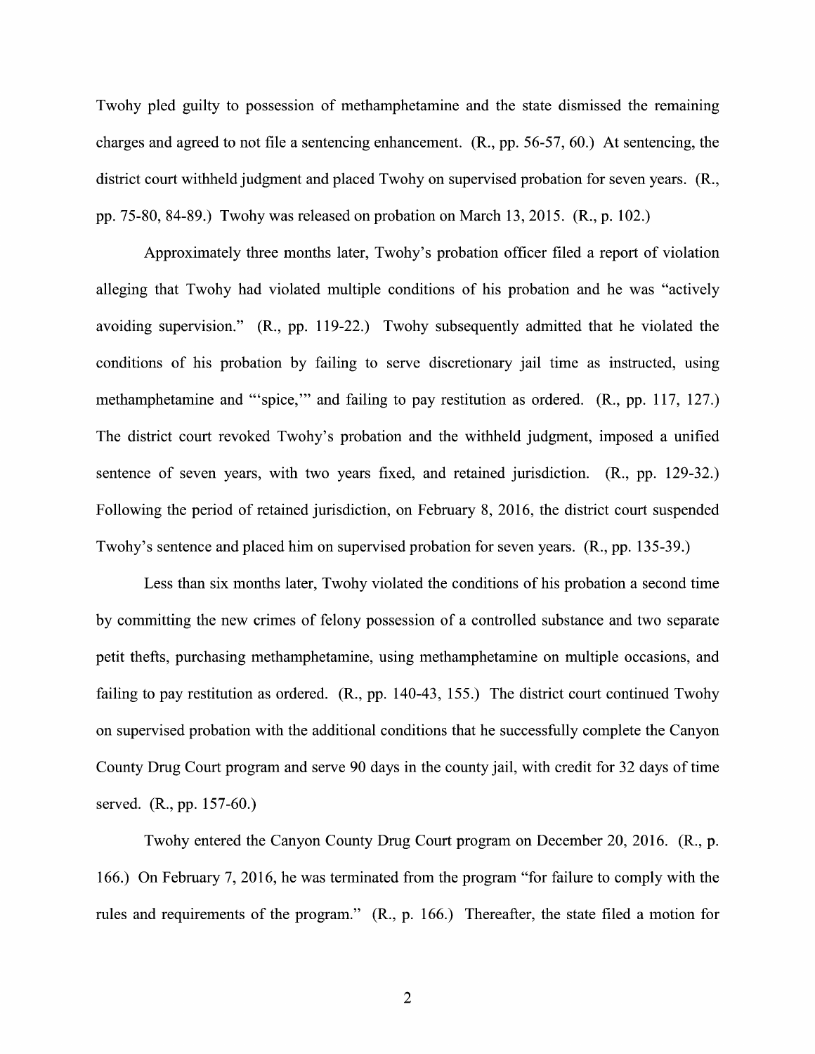Twohy pled guilty to possession of methamphetamine and the state dismissed the remaining charges and agreed to not file a sentencing enhancement. (R., pp. 56-57, 60.) At sentencing, the district court withheld judgment and placed Twohy on supervised probation for seven years. (R., pp. 75-80, 84-89.) Twohy was released on probation on March 13, 2015. (R., p. 102.)

Approximately three months later, Twohy's probation officer filed a report of violation alleging that Twohy had violated multiple conditions of his probation and he was "actively avoiding supervision." (R., pp. 119-22.) Twohy subsequently admitted that he violated the conditions of his probation by failing to serve discretionary jail time as instructed, using methamphetamine and "'spice,'" and failing to pay restitution as ordered. (R., pp. 117, 127.) The district court revoked Twohy's probation and the withheld judgment, imposed a unified sentence of seven years, with two years fixed, and retained jurisdiction. (R., pp. 129-32.) Following the period of retained jurisdiction, on February 8, 2016, the district court suspended Twohy's sentence and placed him on supervised probation for seven years. (R., pp. 135-39.)

Less than six months later, Twohy violated the conditions of his probation a second time by committing the new crimes of felony possession of a controlled substance and two separate petit thefts, purchasing methamphetamine, using methamphetamine on multiple occasions, and failing to pay restitution as ordered. (R., pp. 140-43, 155.) The district court continued Twohy on supervised probation with the additional conditions that he successfully complete the Canyon County Drug Court program and serve 90 days in the county jail, with credit for 32 days of time served. (R., pp. 157-60.)

Twohy entered the Canyon County Drug Court program on December 20, 2016. (R., p. 166.) On February 7, 2016, he was terminated from the program "for failure to comply with the rules and requirements of the program." (R., p. 166.) Thereafter, the state filed a motion for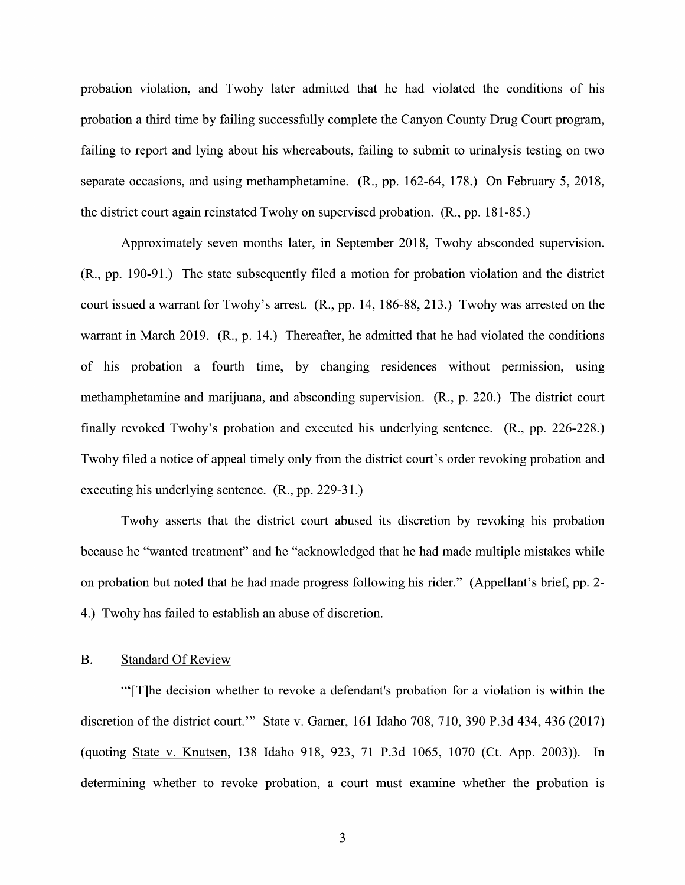probation violation, and Twohy later admitted that he had violated the conditions of his probation a third time by failing successfully complete the Canyon County Drug Court program, failing to report and lying about his whereabouts, failing to submit to urinalysis testing on two separate occasions, and using methamphetamine. (R., pp. 162-64, 178.) On February 5, 2018, the district court again reinstated Twohy on supervised probation. (R., pp. 181-85.)

Approximately seven months later, in September 2018, Twohy absconded supervision. (R., pp. 190-91.) The state subsequently filed a motion for probation violation and the district court issued a warrant for Twohy's arrest. (R., pp. 14, 186-88, 213.) Twohy was arrested on the warrant in March 2019. (R., p. 14.) Thereafter, he admitted that he had violated the conditions of his probation a fourth time, by changing residences without permission, using methamphetamine and marijuana, and absconding supervision. (R., p. 220.) The district court finally revoked Twohy's probation and executed his underlying sentence. (R., pp. 226-228.) Twohy filed a notice of appeal timely only from the district court's order revoking probation and executing his underlying sentence. (R., pp. 229-31.)

Twohy asserts that the district court abused its discretion by revoking his probation because he "wanted treatment" and he "acknowledged that he had made multiple mistakes while on probation but noted that he had made progress following his rider." (Appellant's brief, pp. 2-4.) Twohy has failed to establish an abuse of discretion.

## B. Standard Of Review

"'[T]he decision whether to revoke a defendant's probation for a violation is within the discretion of the district court.'" State v. Garner, 161 Idaho 708, 710, 390 P.3d 434, 436 (2017) (quoting State v. Knutsen, 138 Idaho 918, 923, 71 P.3d 1065, 1070 (Ct. App. 2003)). In determining whether to revoke probation, a court must examine whether the probation is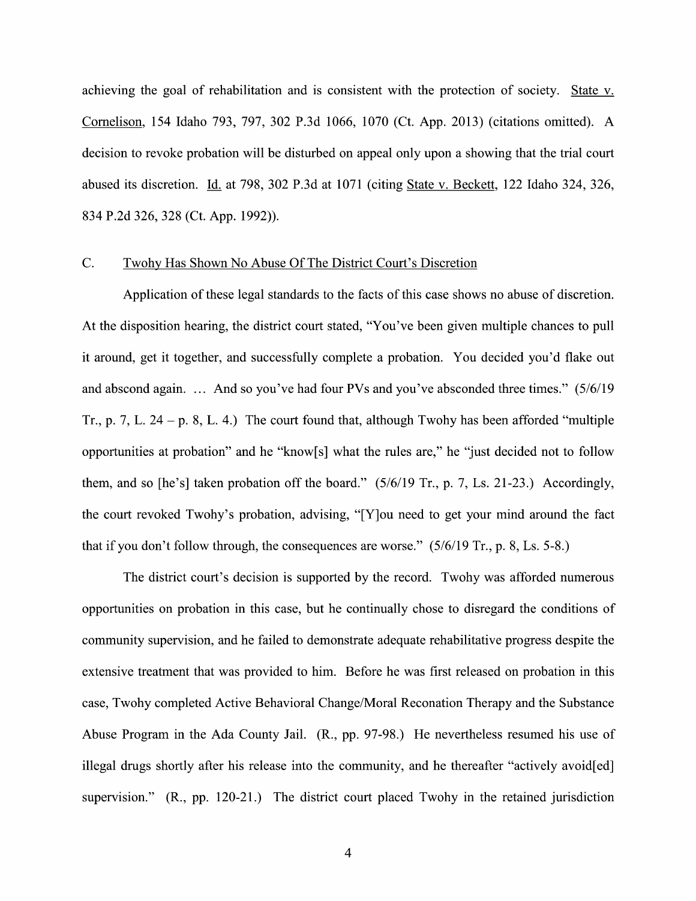achieving the goal of rehabilitation and is consistent with the protection of society. State v. Cornelison, 154 Idaho 793, 797, 302 P.3d 1066, 1070 (Ct. App. 2013) (citations omitted). A decision to revoke probation will be disturbed on appeal only upon a showing that the trial court abused its discretion. Id. at 798, 302 P.3d at 1071 (citing State v. Beckett, 122 Idaho 324, 326, 834 P.2d 326, 328 (Ct. App. 1992)).

### C. Twohy Has Shown No Abuse Of The District Court's Discretion

Application of these legal standards to the facts of this case shows no abuse of discretion. At the disposition hearing, the district court stated, "You've been given multiple chances to pull it around, get it together, and successfully complete a probation. You decided you'd flake out and abscond again. … And so you've had four PVs and you've absconded three times." (5/6/19 Tr., p. 7, L. 24 – p. 8, L. 4.) The court found that, although Twohy has been afforded "multiple opportunities at probation" and he "know[s] what the rules are," he "just decided not to follow them, and so [he's] taken probation off the board." (5/6/19 Tr., p. 7, Ls. 21-23.) Accordingly, the court revoked Twohy's probation, advising, "[Y]ou need to get your mind around the fact that if you don't follow through, the consequences are worse." (5/6/19 Tr., p. 8, Ls. 5-8.)

The district court's decision is supported by the record. Twohy was afforded numerous opportunities on probation in this case, but he continually chose to disregard the conditions of community supervision, and he failed to demonstrate adequate rehabilitative progress despite the extensive treatment that was provided to him. Before he was first released on probation in this case, Twohy completed Active Behavioral Change/Moral Reconation Therapy and the Substance Abuse Program in the Ada County Jail. (R., pp. 97-98.) He nevertheless resumed his use of illegal drugs shortly after his release into the community, and he thereafter "actively avoid[ed] supervision." (R., pp. 120-21.) The district court placed Twohy in the retained jurisdiction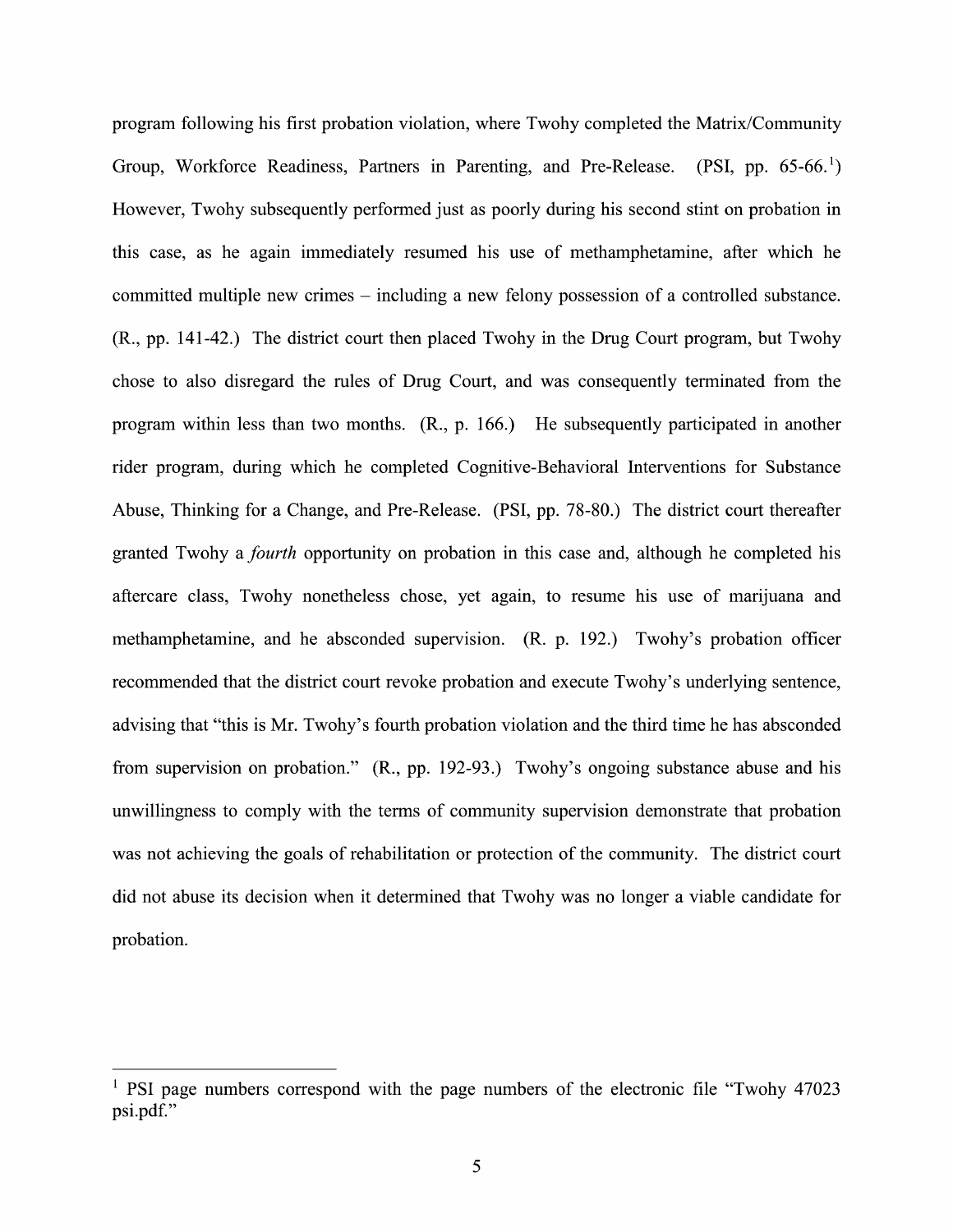program following his first probation violation, where Twohy completed the Matrix/Community Group, Workforce Readiness, Partners in Parenting, and Pre-Release. (PSI, pp. 65-66.[1]) However, Twohy subsequently performed just as poorly during his second stint on probation in this case, as he again immediately resumed his use of methamphetamine, after which he committed multiple new crimes – including a new felony possession of a controlled substance. (R., pp. 141-42.) The district court then placed Twohy in the Drug Court program, but Twohy chose to also disregard the rules of Drug Court, and was consequently terminated from the program within less than two months. (R., p. 166.) He subsequently participated in another rider program, during which he completed Cognitive-Behavioral Interventions for Substance Abuse, Thinking for a Change, and Pre-Release. (PSI, pp. 78-80.) The district court thereafter granted Twohy a *fourth* opportunity on probation in this case and, although he completed his aftercare class, Twohy nonetheless chose, yet again, to resume his use of marijuana and methamphetamine, and he absconded supervision. (R. p. 192.) Twohy's probation officer recommended that the district court revoke probation and execute Twohy's underlying sentence, advising that "this is Mr. Twohy's fourth probation violation and the third time he has absconded from supervision on probation." (R., pp. 192-93.) Twohy's ongoing substance abuse and his unwillingness to comply with the terms of community supervision demonstrate that probation was not achieving the goals of rehabilitation or protection of the community. The district court did not abuse its decision when it determined that Twohy was no longer a viable candidate for probation.

---

[1] PSI page numbers correspond with the page numbers of the electronic file "Twohy 47023 psi.pdf."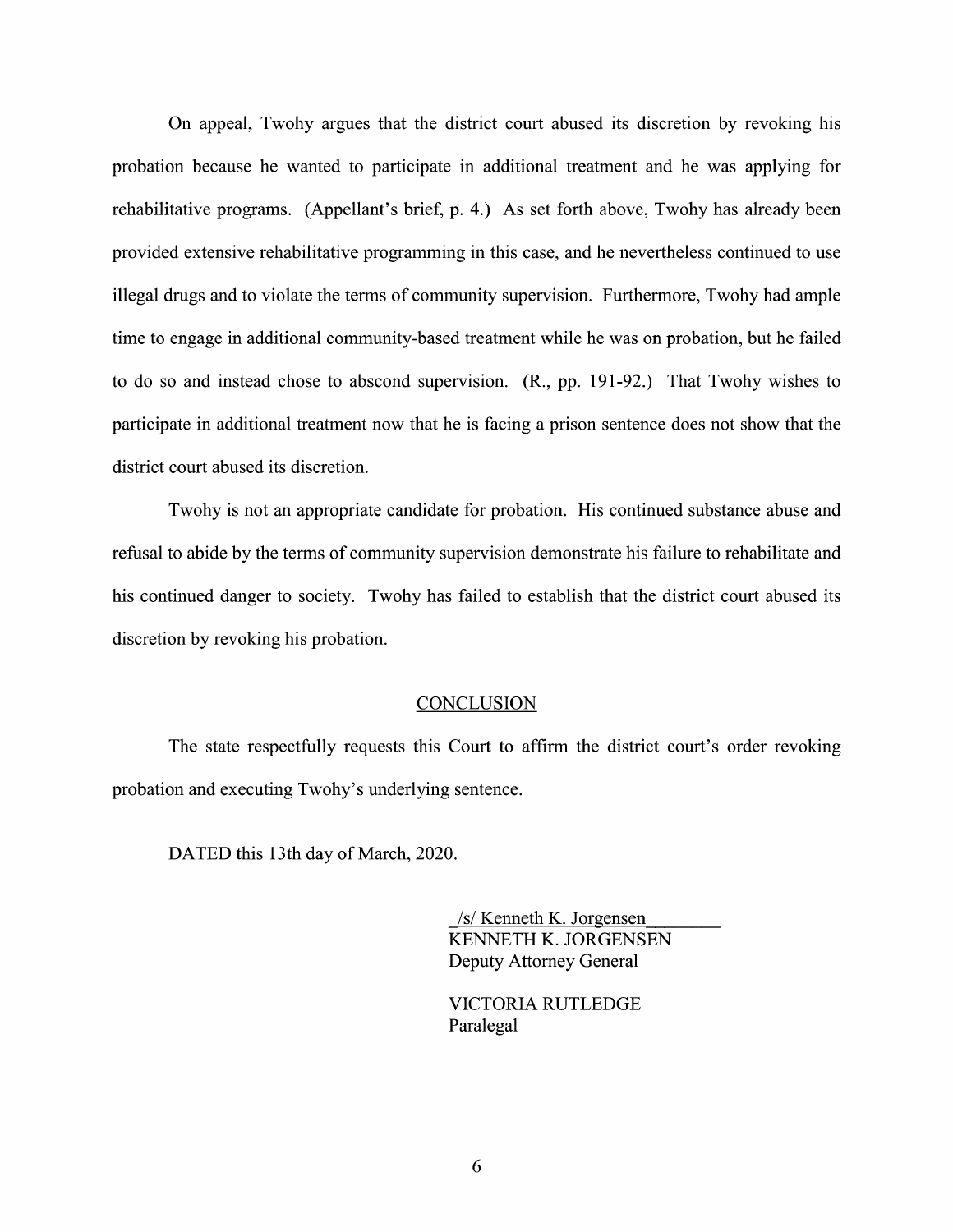On appeal, Twohy argues that the district court abused its discretion by revoking his probation because he wanted to participate in additional treatment and he was applying for rehabilitative programs. (Appellant's brief, p. 4.) As set forth above, Twohy has already been provided extensive rehabilitative programming in this case, and he nevertheless continued to use illegal drugs and to violate the terms of community supervision. Furthermore, Twohy had ample time to engage in additional community-based treatment while he was on probation, but he failed to do so and instead chose to abscond supervision. (R., pp. 191-92.) That Twohy wishes to participate in additional treatment now that he is facing a prison sentence does not show that the district court abused its discretion.

Twohy is not an appropriate candidate for probation. His continued substance abuse and refusal to abide by the terms of community supervision demonstrate his failure to rehabilitate and his continued danger to society. Twohy has failed to establish that the district court abused its discretion by revoking his probation.

## CONCLUSION

The state respectfully requests this Court to affirm the district court's order revoking probation and executing Twohy's underlying sentence.

DATED this 13th day of March, 2020.

/s/ Kenneth K. Jorgensen
KENNETH K. JORGENSEN
Deputy Attorney General

VICTORIA RUTLEDGE
Paralegal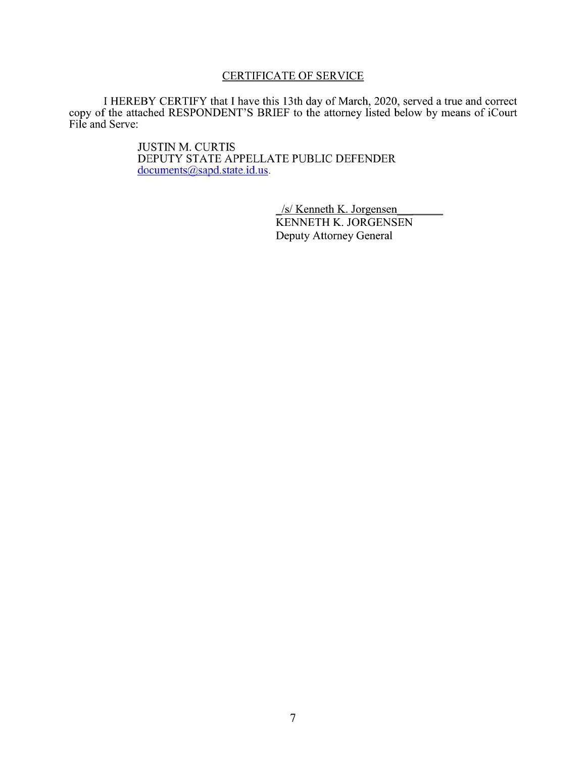## CERTIFICATE OF SERVICE

I HEREBY CERTIFY that I have this 13th day of March, 2020, served a true and correct copy of the attached RESPONDENT'S BRIEF to the attorney listed below by means of iCourt File and Serve:

JUSTIN M. CURTIS
DEPUTY STATE APPELLATE PUBLIC DEFENDER
documents@sapd.state.id.us.

_/s/ Kenneth K. Jorgensen_______
KENNETH K. JORGENSEN
Deputy Attorney General